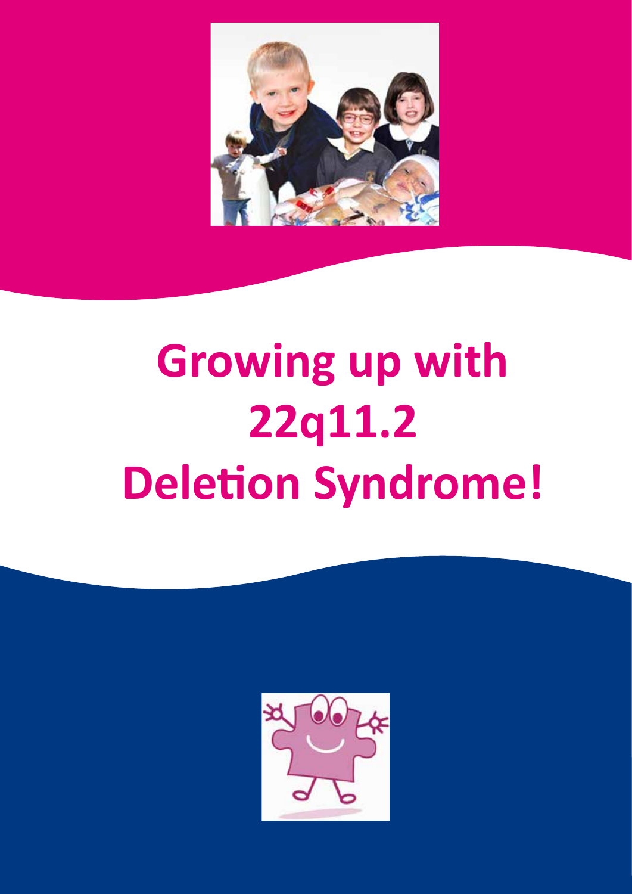# Growing up with 22q11.2 Deletion Syndrome!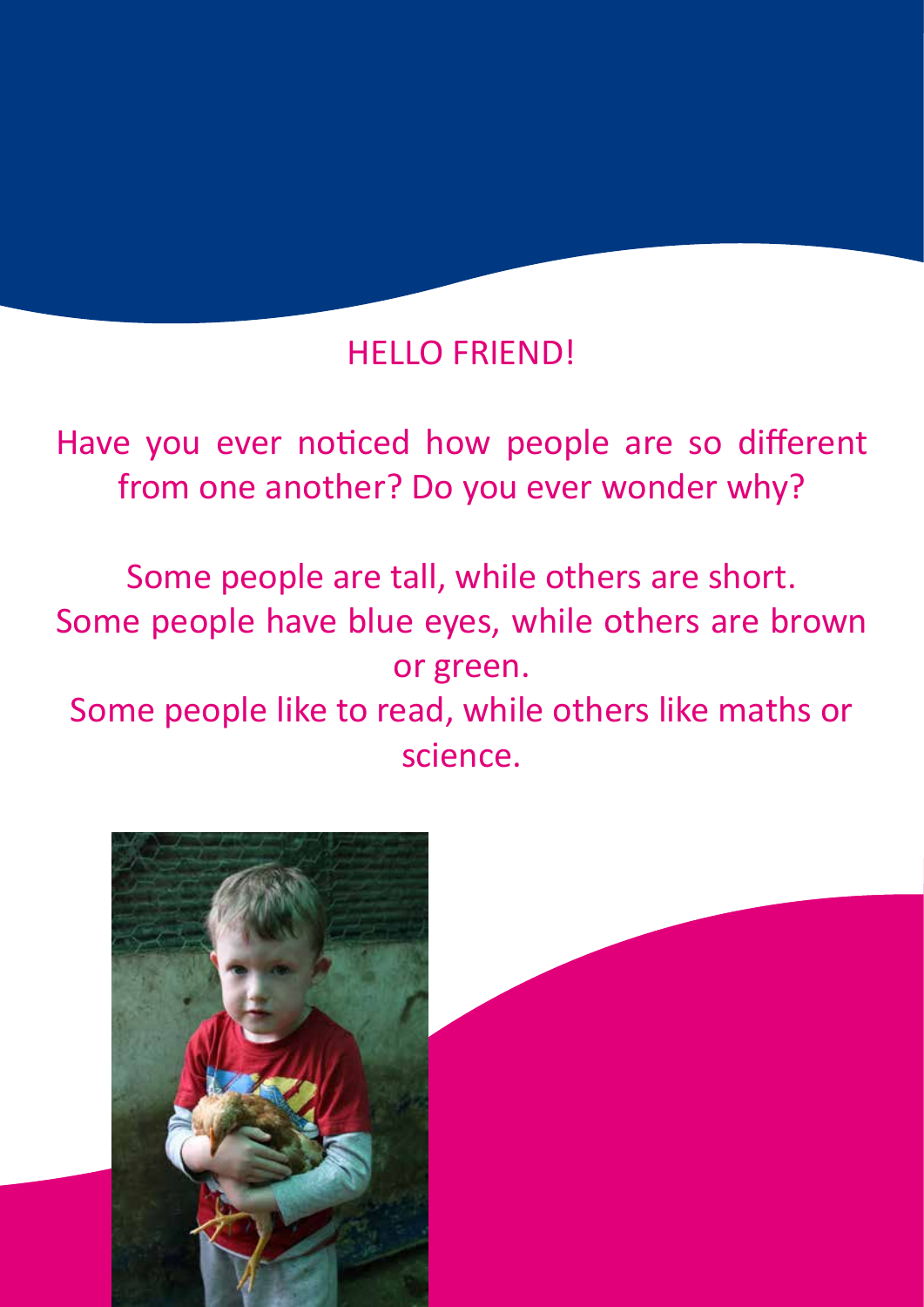## HELLO FRIEND!

Have you ever noticed how people are so different from one another? Do you ever wonder why?

Some people are tall, while others are short.
Some people have blue eyes, while others are brown or green.
Some people like to read, while others like maths or science.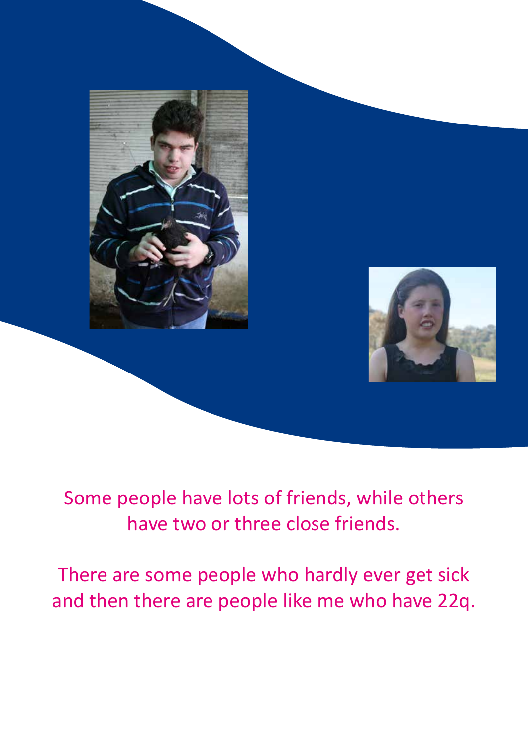Some people have lots of friends, while others have two or three close friends.

There are some people who hardly ever get sick and then there are people like me who have 22q.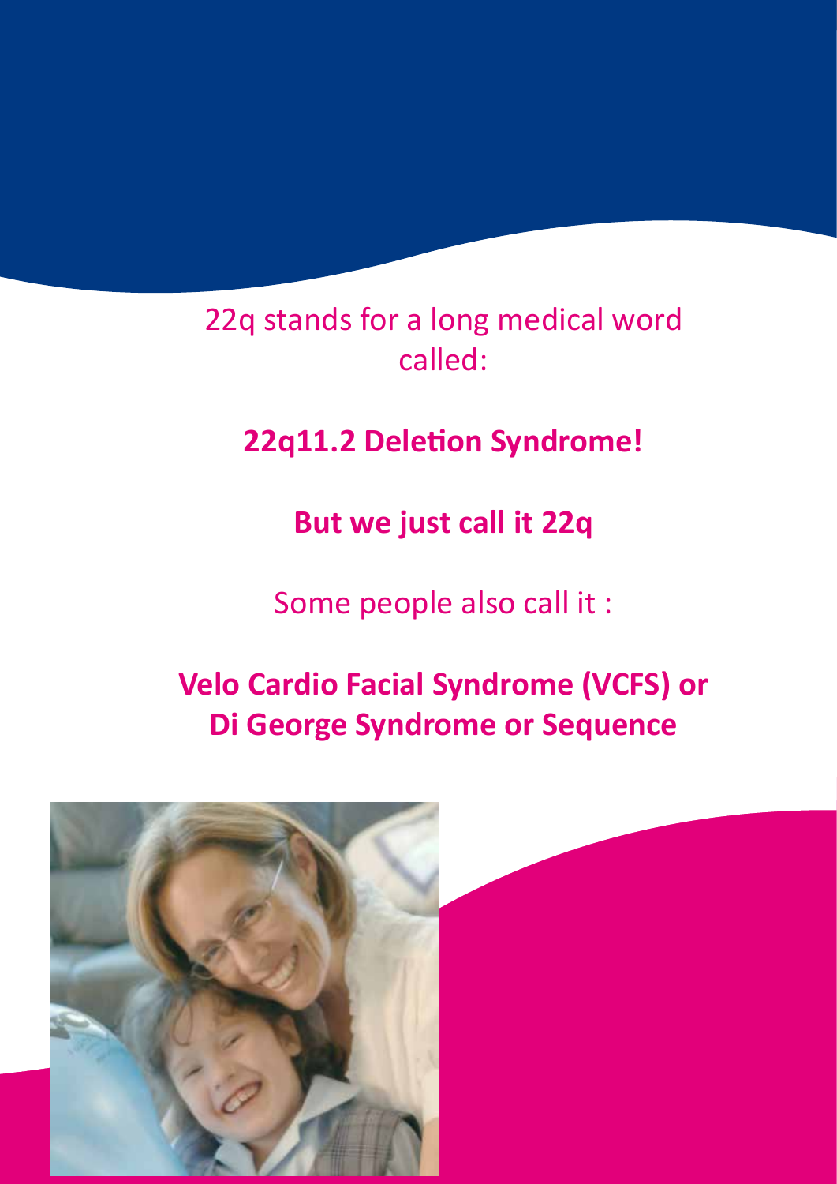22q stands for a long medical word called:

**22q11.2 Deletion Syndrome!**

**But we just call it 22q**

Some people also call it :

**Velo Cardio Facial Syndrome (VCFS) or Di George Syndrome or Sequence**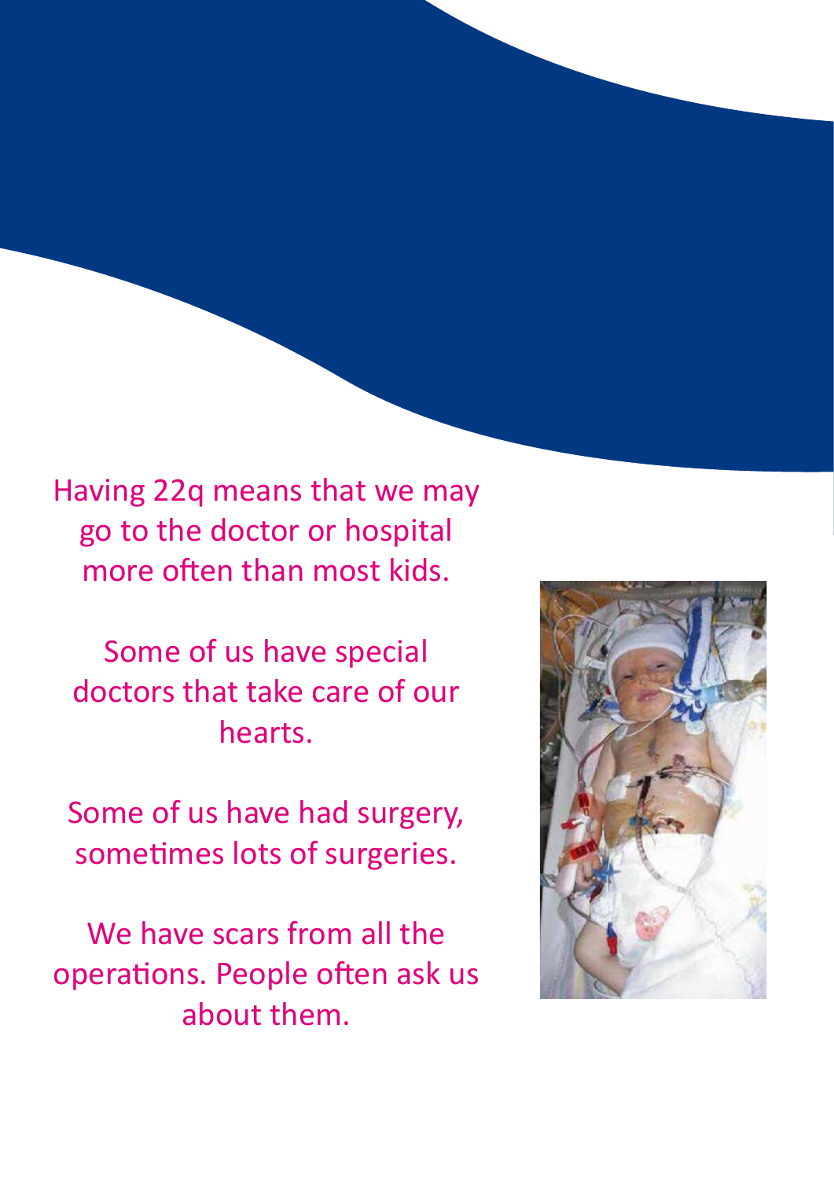Having 22q means that we may go to the doctor or hospital more often than most kids.

Some of us have special doctors that take care of our hearts.

Some of us have had surgery, sometimes lots of surgeries.

We have scars from all the operations. People often ask us about them.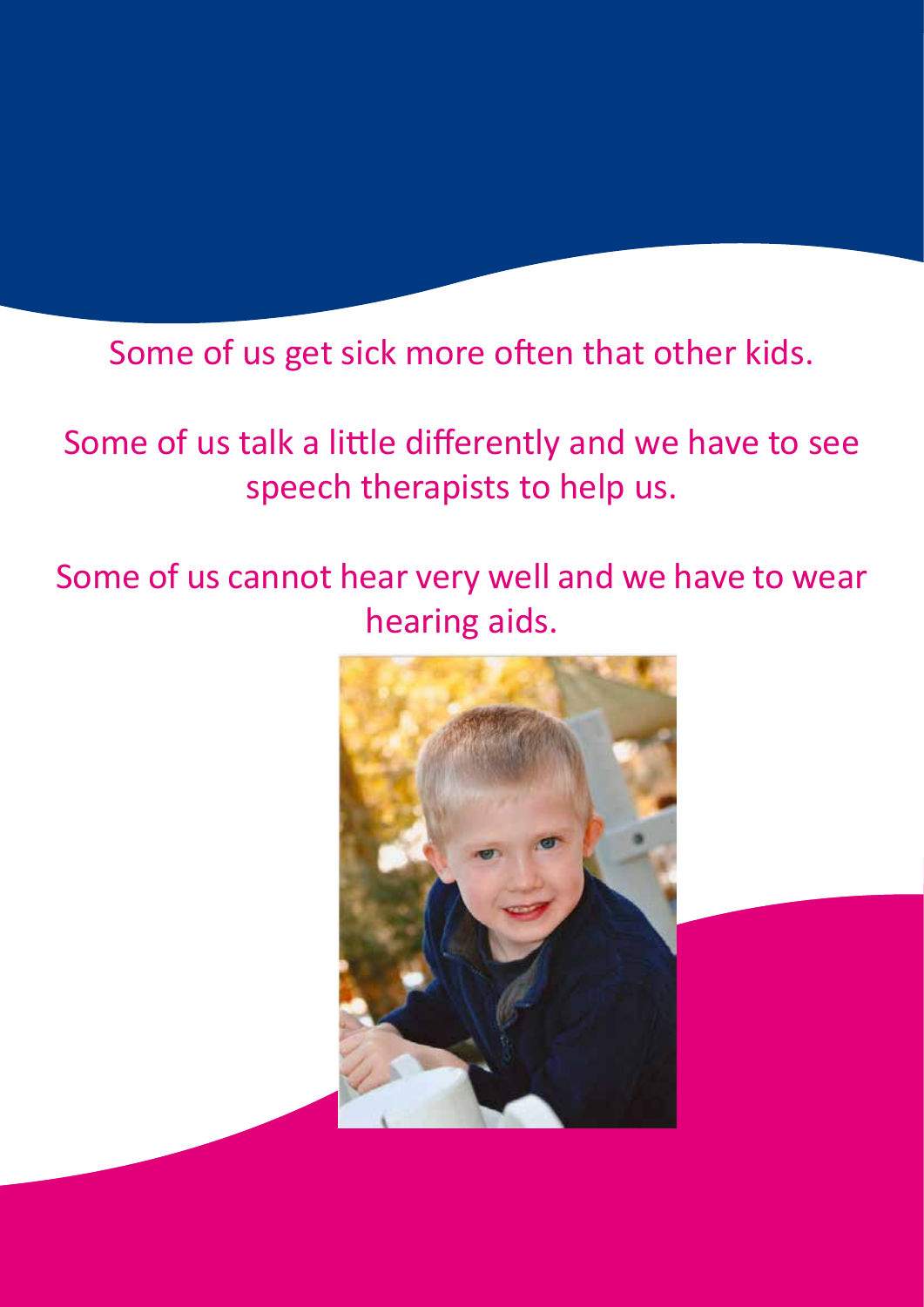Some of us get sick more often that other kids.

Some of us talk a little differently and we have to see speech therapists to help us.

Some of us cannot hear very well and we have to wear hearing aids.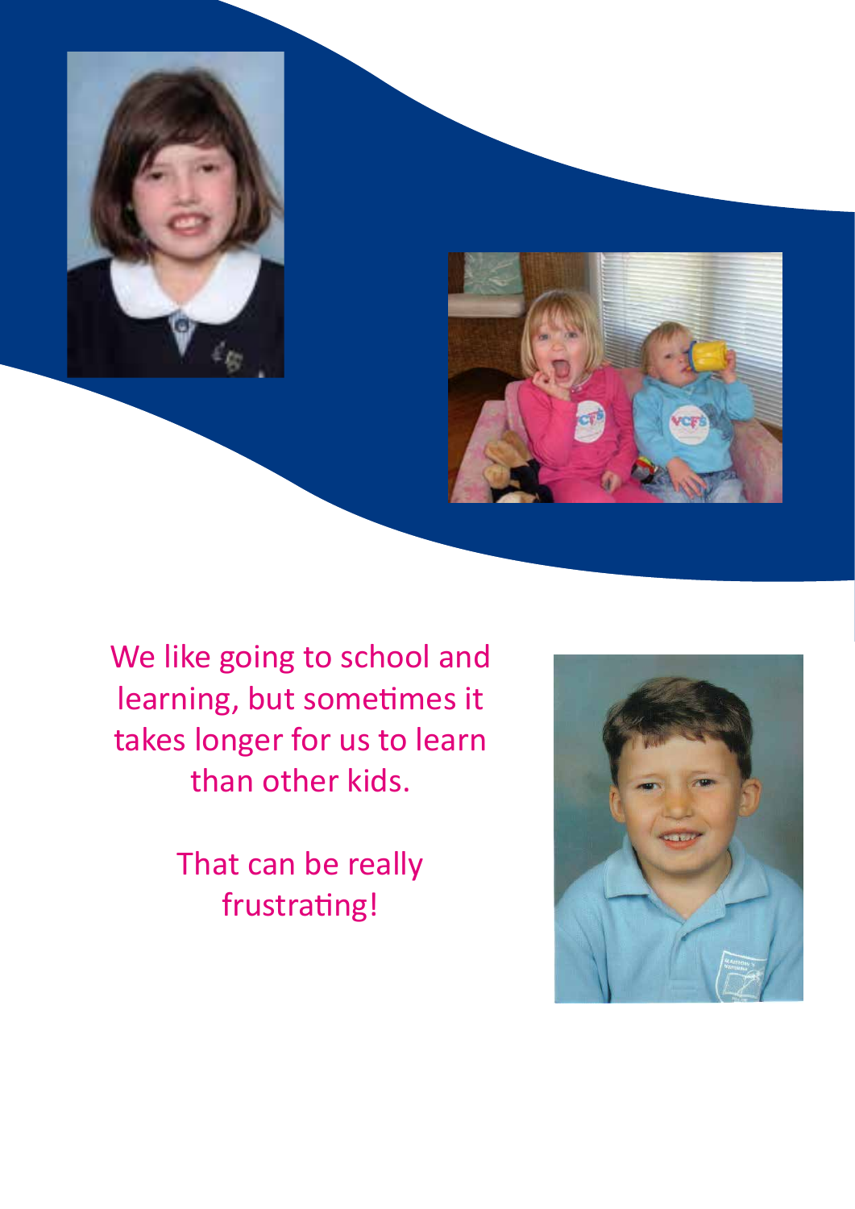We like going to school and learning, but sometimes it takes longer for us to learn than other kids.

That can be really frustrating!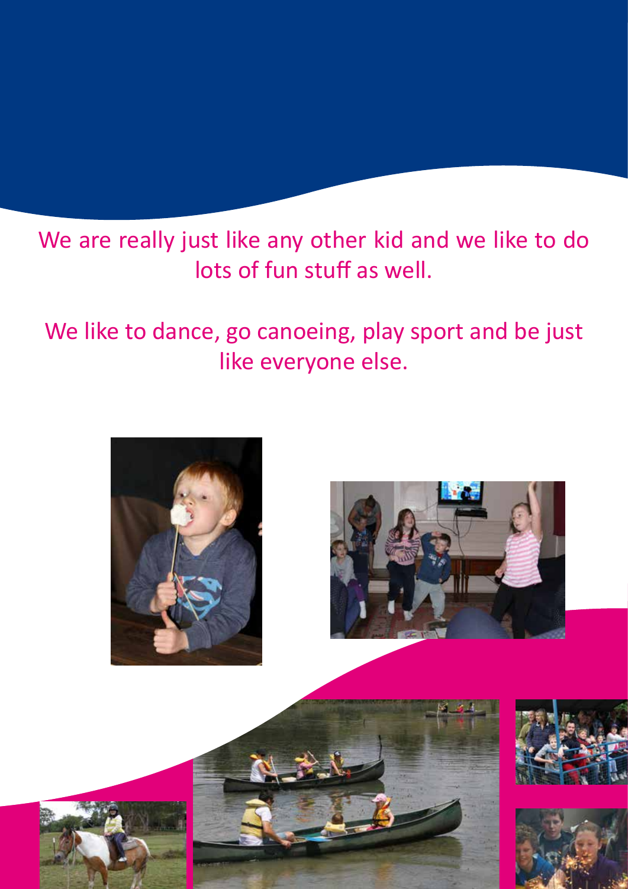We are really just like any other kid and we like to do lots of fun stuff as well.

We like to dance, go canoeing, play sport and be just like everyone else.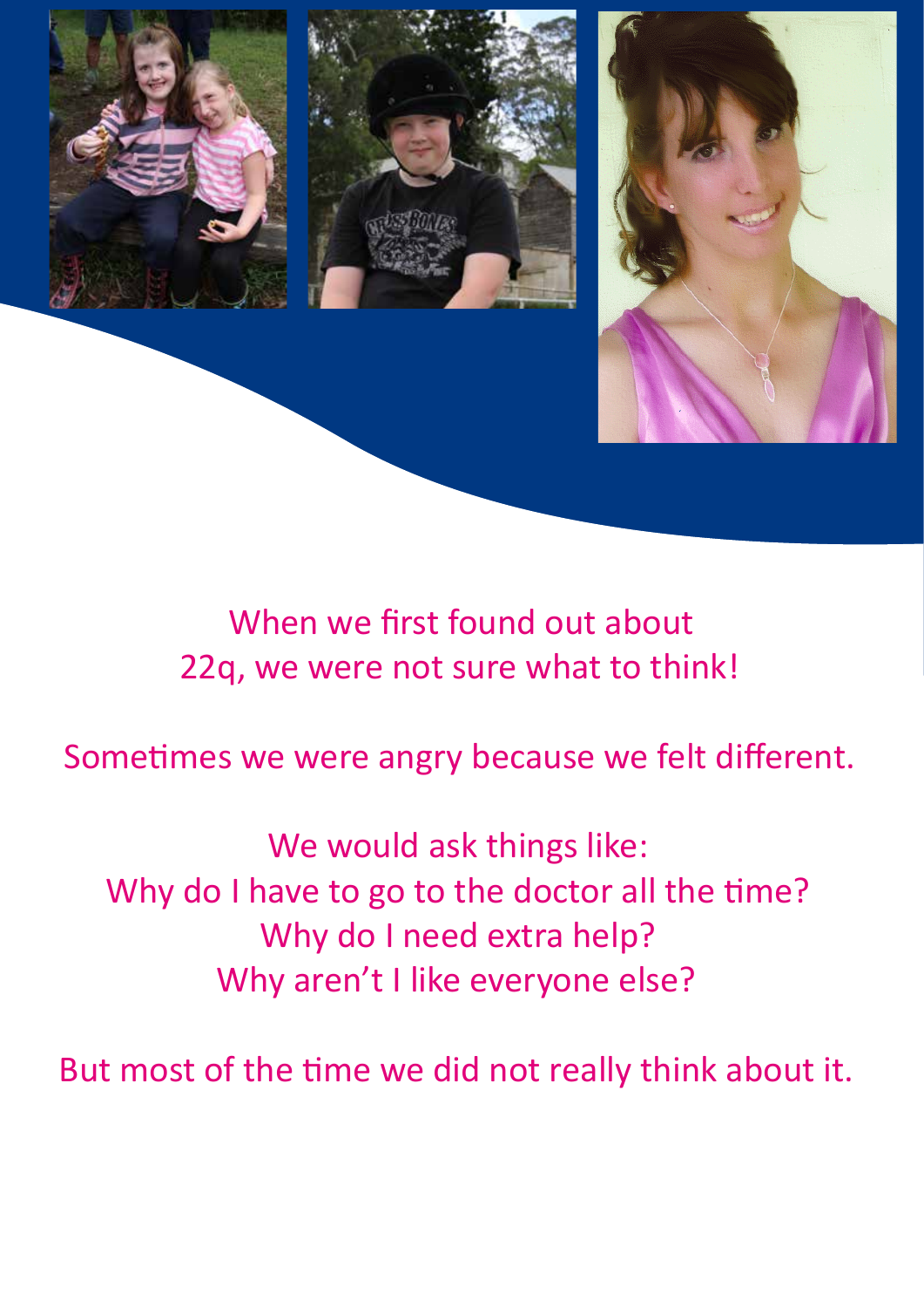When we first found out about
22q, we were not sure what to think!

Sometimes we were angry because we felt different.

We would ask things like:
Why do I have to go to the doctor all the time?
Why do I need extra help?
Why aren't I like everyone else?

But most of the time we did not really think about it.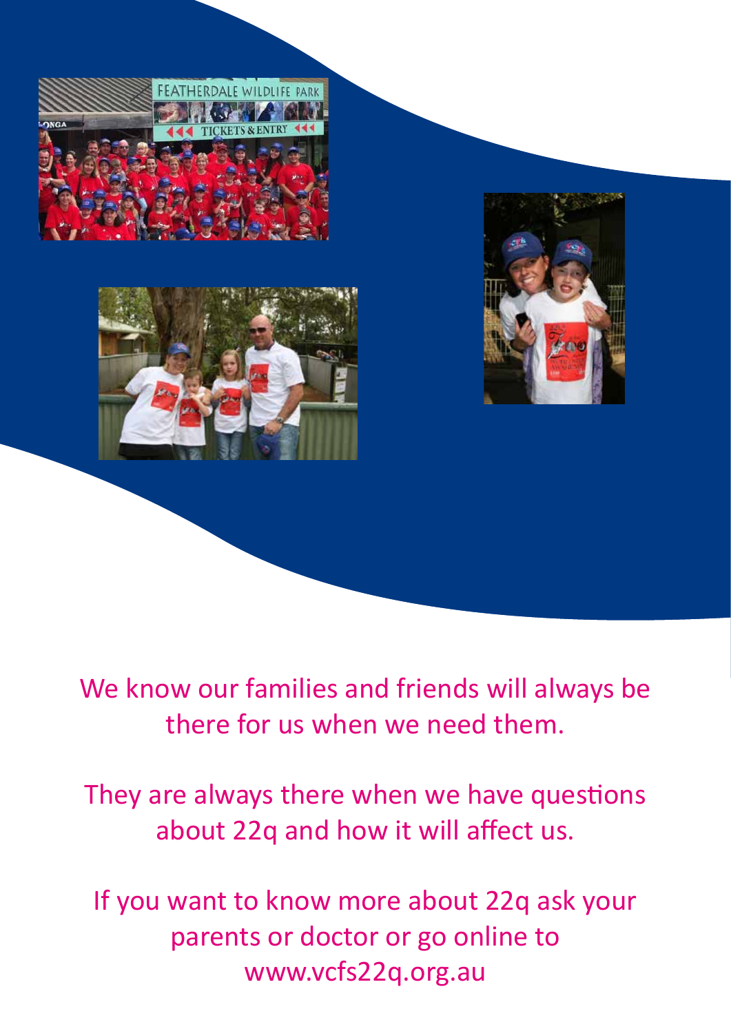We know our families and friends will always be there for us when we need them.

They are always there when we have questions about 22q and how it will affect us.

If you want to know more about 22q ask your parents or doctor or go online to www.vcfs22q.org.au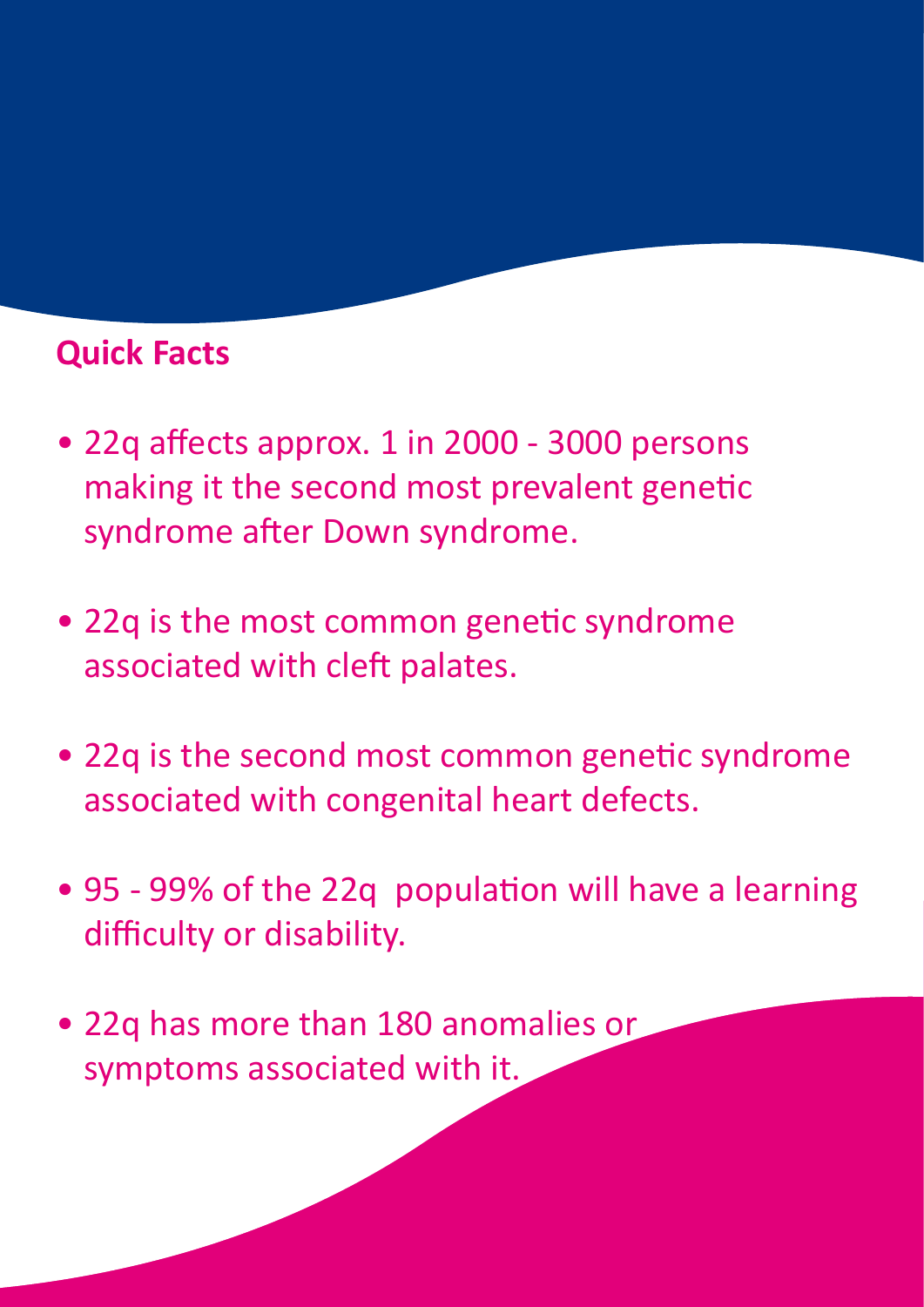## Quick Facts

- 22q affects approx. 1 in 2000 - 3000 persons making it the second most prevalent genetic syndrome after Down syndrome.
- 22q is the most common genetic syndrome associated with cleft palates.
- 22q is the second most common genetic syndrome associated with congenital heart defects.
- 95 - 99% of the 22q population will have a learning difficulty or disability.
- 22q has more than 180 anomalies or symptoms associated with it.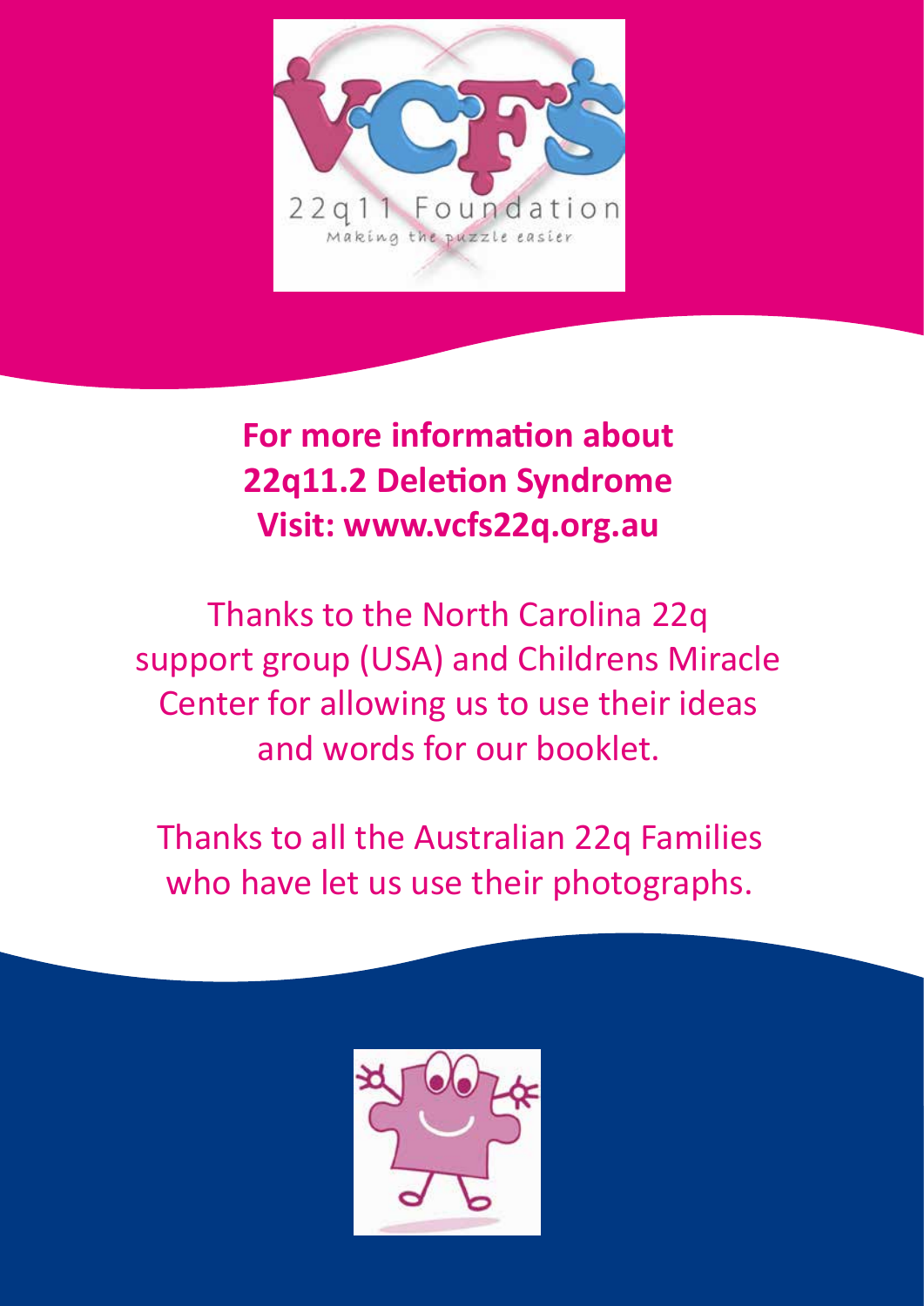**For more information about 22q11.2 Deletion Syndrome Visit: www.vcfs22q.org.au**

Thanks to the North Carolina 22q support group (USA) and Childrens Miracle Center for allowing us to use their ideas and words for our booklet.

Thanks to all the Australian 22q Families who have let us use their photographs.